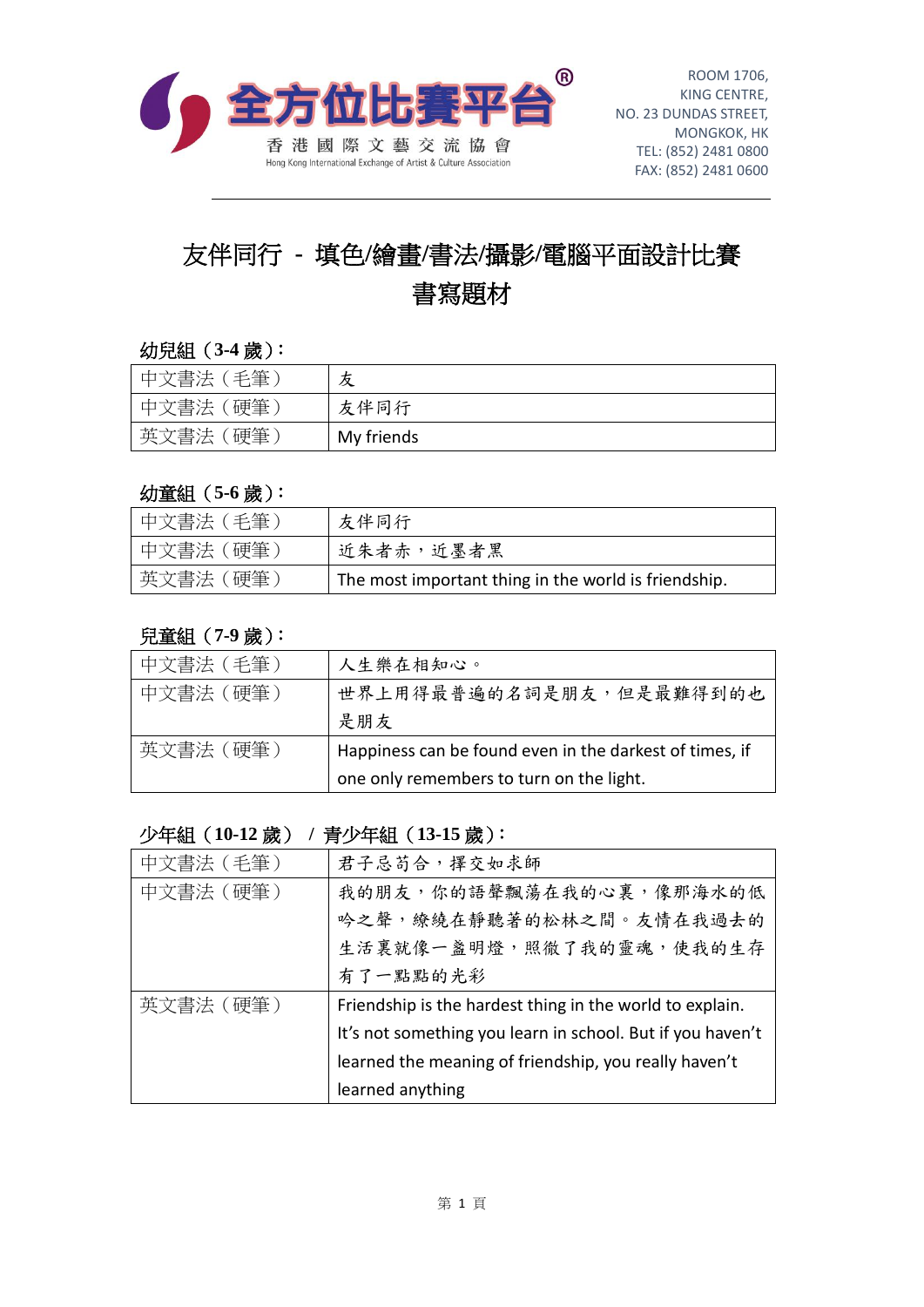全方位比賽平台®

香港國際文藝交流協會

Hong Kong International Exchange of Artist & Culture Association

ROOM 1706,
KING CENTRE,
NO. 23 DUNDAS STREET,
MONGKOK, HK
TEL: (852) 2481 0800
FAX: (852) 2481 0600

# 友伴同行 - 填色/繪畫/書法/攝影/電腦平面設計比賽
# 書寫題材

**幼兒組（3-4 歲）：**

| 中文書法（毛筆） | 友 |
|---|---|
| 中文書法（硬筆） | 友伴同行 |
| 英文書法（硬筆） | My friends |

**幼童組（5-6 歲）：**

| 中文書法（毛筆） | 友伴同行 |
|---|---|
| 中文書法（硬筆） | 近朱者赤，近墨者黑 |
| 英文書法（硬筆） | The most important thing in the world is friendship. |

**兒童組（7-9 歲）：**

| 中文書法（毛筆） | 人生樂在相知心。 |
|---|---|
| 中文書法（硬筆） | 世界上用得最普遍的名詞是朋友，但是最難得到的也是朋友 |
| 英文書法（硬筆） | Happiness can be found even in the darkest of times, if one only remembers to turn on the light. |

**少年組（10-12 歲） / 青少年組（13-15 歲）：**

| 中文書法（毛筆） | 君子忌苟合，擇交如求師 |
|---|---|
| 中文書法（硬筆） | 我的朋友，你的語聲飄蕩在我的心裏，像那海水的低吟之聲，繚繞在靜聽著的松林之間。友情在我過去的生活裏就像一盞明燈，照徹了我的靈魂，使我的生存有了一點點的光彩 |
| 英文書法（硬筆） | Friendship is the hardest thing in the world to explain. It's not something you learn in school. But if you haven't learned the meaning of friendship, you really haven't learned anything |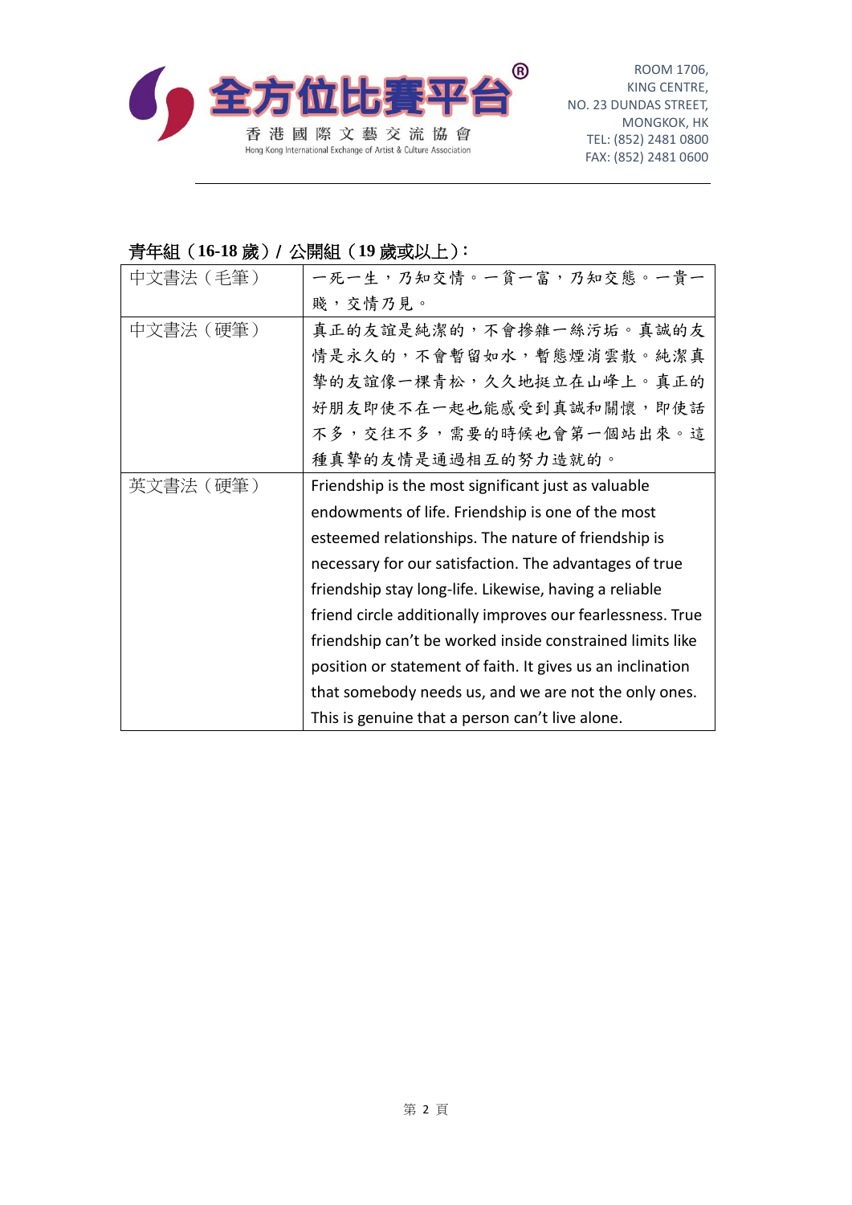**青年組（16-18 歲）/ 公開組（19 歲或以上）：**

| | |
|---|---|
| 中文書法（毛筆） | 一死一生，乃知交情。一貧一富，乃知交態。一貴一賤，交情乃見。 |
| 中文書法（硬筆） | 真正的友誼是純潔的，不會摻雜一絲污垢。真誠的友情是永久的，不會暫留如水，暫態煙消雲散。純潔真摯的友誼像一棵青松，久久地挺立在山峰上。真正的好朋友即使不在一起也能感受到真誠和關懷，即使話不多，交往不多，需要的時候也會第一個站出來。這種真摯的友情是通過相互的努力造就的。 |
| 英文書法（硬筆） | Friendship is the most significant just as valuable endowments of life. Friendship is one of the most esteemed relationships. The nature of friendship is necessary for our satisfaction. The advantages of true friendship stay long-life. Likewise, having a reliable friend circle additionally improves our fearlessness. True friendship can't be worked inside constrained limits like position or statement of faith. It gives us an inclination that somebody needs us, and we are not the only ones. This is genuine that a person can't live alone. |